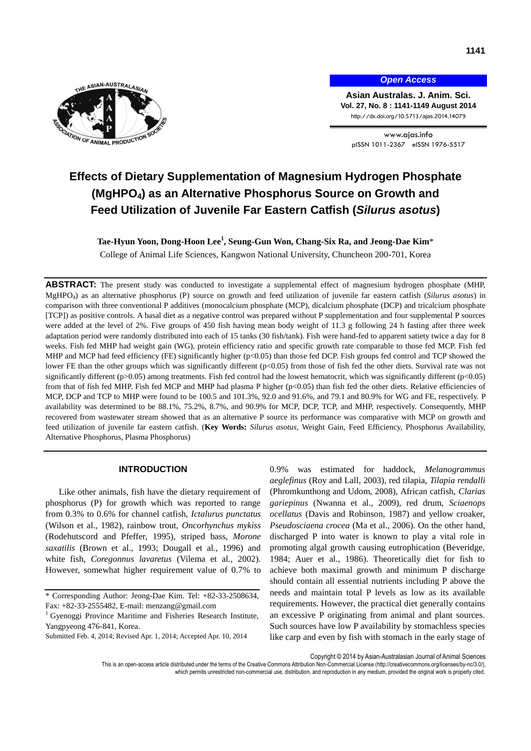# Effects of Dietary Supplementation of Magnesium Hydrogen Phosphate ($MgHPO_4$) as an Alternative Phosphorus Source on Growth and Feed Utilization of Juvenile Far Eastern Catfish (*Silurus asotus*)

**Tae-Hyun Yoon, Dong-Hoon Lee[1], Seung-Gun Won, Chang-Six Ra, and Jeong-Dae Kim***

College of Animal Life Sciences, Kangwon National University, Chuncheon 200-701, Korea

**ABSTRACT:** The present study was conducted to investigate a supplemental effect of magnesium hydrogen phosphate (MHP, $MgHPO_4$) as an alternative phosphorus (P) source on growth and feed utilization of juvenile far eastern catfish (*Silurus asotus*) in comparison with three conventional P additives (monocalcium phosphate (MCP), dicalcium phosphate (DCP) and tricalcium phosphate [TCP]) as positive controls. A basal diet as a negative control was prepared without P supplementation and four supplemental P sources were added at the level of 2%. Five groups of 450 fish having mean body weight of 11.3 g following 24 h fasting after three week adaptation period were randomly distributed into each of 15 tanks (30 fish/tank). Fish were hand-fed to apparent satiety twice a day for 8 weeks. Fish fed MHP had weight gain (WG), protein efficiency ratio and specific growth rate comparable to those fed MCP. Fish fed MHP and MCP had feed efficiency (FE) significantly higher ($p<0.05$) than those fed DCP. Fish groups fed control and TCP showed the lower FE than the other groups which was significantly different ($p<0.05$) from those of fish fed the other diets. Survival rate was not significantly different ($p>0.05$) among treatments. Fish fed control had the lowest hematocrit, which was significantly different ($p<0.05$) from that of fish fed MHP. Fish fed MCP and MHP had plasma P higher ($p<0.05$) than fish fed the other diets. Relative efficiencies of MCP, DCP and TCP to MHP were found to be 100.5 and 101.3%, 92.0 and 91.6%, and 79.1 and 80.9% for WG and FE, respectively. P availability was determined to be 88.1%, 75.2%, 8.7%, and 90.9% for MCP, DCP, TCP, and MHP, respectively. Consequently, MHP recovered from wastewater stream showed that as an alternative P source its performance was comparative with MCP on growth and feed utilization of juvenile far eastern catfish. (**Key Words:** *Silurus asotus*, Weight Gain, Feed Efficiency, Phosphorus Availability, Alternative Phosphorus, Plasma Phosphorus)

## INTRODUCTION

Like other animals, fish have the dietary requirement of phosphorus (P) for growth which was reported to range from 0.3% to 0.6% for channel catfish, *Ictalurus punctatus* (Wilson et al., 1982), rainbow trout, *Oncorhynchus mykiss* (Rodehutscord and Pfeffer, 1995), striped bass, *Morone saxatilis* (Brown et al., 1993; Dougall et al., 1996) and white fish, *Coregonnus lavaretus* (Vilema et al., 2002). However, somewhat higher requirement value of 0.7% to 0.9% was estimated for haddock, *Melanogrammus aeglefinus* (Roy and Lall, 2003), red tilapia, *Tilapia rendalli* (Phromkunthong and Udom, 2008), African catfish, *Clarias gariepinus* (Nwanna et al., 2009), red drum, *Sciaenops ocellatus* (Davis and Robinson, 1987) and yellow croaker, *Pseudosciaena crocea* (Ma et al., 2006). On the other hand, discharged P into water is known to play a vital role in promoting algal growth causing eutrophication (Beveridge, 1984; Auer et al., 1986). Theoretically diet for fish to achieve both maximal growth and minimum P discharge should contain all essential nutrients including P above the needs and maintain total P levels as low as its available requirements. However, the practical diet generally contains an excessive P originating from animal and plant sources. Such sources have low P availability by stomachless species like carp and even by fish with stomach in the early stage of

* Corresponding Author: Jeong-Dae Kim. Tel: +82-33-2508634, Fax: +82-33-2555482, E-mail: menzang@gmail.com

[1] Gyenoggi Province Maritime and Fisheries Research Institute, Yangpyeong 476-841, Korea.

Submitted Feb. 4, 2014; Revised Apr. 1, 2014; Accepted Apr. 10, 2014

Copyright © 2014 by Asian-Australasian Journal of Animal Sciences

This is an open-access article distributed under the terms of the Creative Commons Attribution Non-Commercial License (http://creativecommons.org/licenses/by-nc/3.0/), which permits unrestricted non-commercial use, distribution, and reproduction in any medium, provided the original work is properly cited.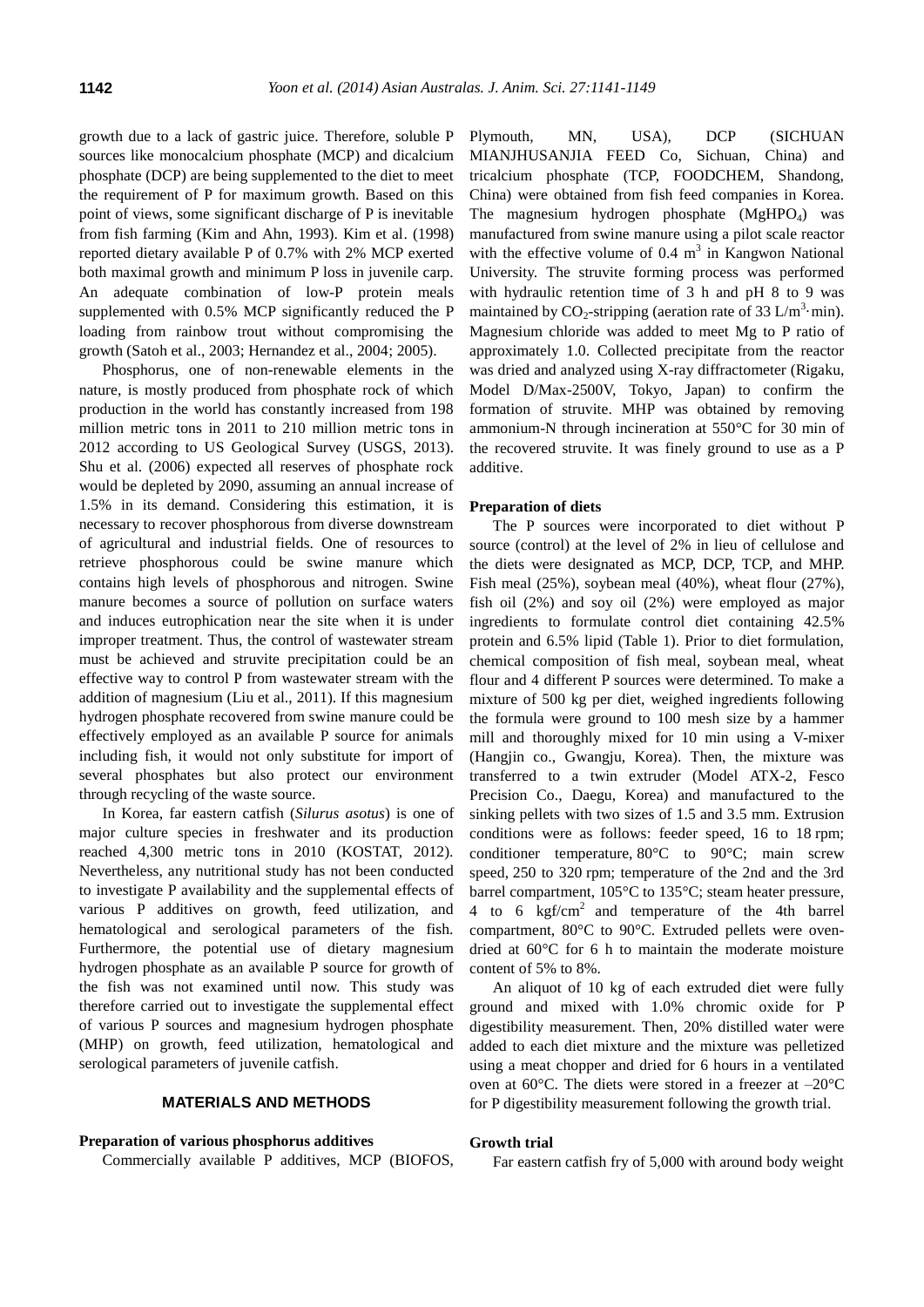growth due to a lack of gastric juice. Therefore, soluble P sources like monocalcium phosphate (MCP) and dicalcium phosphate (DCP) are being supplemented to the diet to meet the requirement of P for maximum growth. Based on this point of views, some significant discharge of P is inevitable from fish farming (Kim and Ahn, 1993). Kim et al. (1998) reported dietary available P of 0.7% with 2% MCP exerted both maximal growth and minimum P loss in juvenile carp. An adequate combination of low-P protein meals supplemented with 0.5% MCP significantly reduced the P loading from rainbow trout without compromising the growth (Satoh et al., 2003; Hernandez et al., 2004; 2005).

Phosphorus, one of non-renewable elements in the nature, is mostly produced from phosphate rock of which production in the world has constantly increased from 198 million metric tons in 2011 to 210 million metric tons in 2012 according to US Geological Survey (USGS, 2013). Shu et al. (2006) expected all reserves of phosphate rock would be depleted by 2090, assuming an annual increase of 1.5% in its demand. Considering this estimation, it is necessary to recover phosphorous from diverse downstream of agricultural and industrial fields. One of resources to retrieve phosphorous could be swine manure which contains high levels of phosphorous and nitrogen. Swine manure becomes a source of pollution on surface waters and induces eutrophication near the site when it is under improper treatment. Thus, the control of wastewater stream must be achieved and struvite precipitation could be an effective way to control P from wastewater stream with the addition of magnesium (Liu et al., 2011). If this magnesium hydrogen phosphate recovered from swine manure could be effectively employed as an available P source for animals including fish, it would not only substitute for import of several phosphates but also protect our environment through recycling of the waste source.

In Korea, far eastern catfish (*Silurus asotus*) is one of major culture species in freshwater and its production reached 4,300 metric tons in 2010 (KOSTAT, 2012). Nevertheless, any nutritional study has not been conducted to investigate P availability and the supplemental effects of various P additives on growth, feed utilization, and hematological and serological parameters of the fish. Furthermore, the potential use of dietary magnesium hydrogen phosphate as an available P source for growth of the fish was not examined until now. This study was therefore carried out to investigate the supplemental effect of various P sources and magnesium hydrogen phosphate (MHP) on growth, feed utilization, hematological and serological parameters of juvenile catfish.

## MATERIALS AND METHODS

### Preparation of various phosphorus additives

Commercially available P additives, MCP (BIOFOS, Plymouth, MN, USA), DCP (SICHUAN MIANJHUSANJIA FEED Co, Sichuan, China) and tricalcium phosphate (TCP, FOODCHEM, Shandong, China) were obtained from fish feed companies in Korea. The magnesium hydrogen phosphate ($MgHPO_4$) was manufactured from swine manure using a pilot scale reactor with the effective volume of 0.4 $m^3$ in Kangwon National University. The struvite forming process was performed with hydraulic retention time of 3 h and pH 8 to 9 was maintained by $CO_2$-stripping (aeration rate of 33 $L/m^3 \cdot min$). Magnesium chloride was added to meet Mg to P ratio of approximately 1.0. Collected precipitate from the reactor was dried and analyzed using X-ray diffractometer (Rigaku, Model D/Max-2500V, Tokyo, Japan) to confirm the formation of struvite. MHP was obtained by removing ammonium-N through incineration at 550°C for 30 min of the recovered struvite. It was finely ground to use as a P additive.

### Preparation of diets

The P sources were incorporated to diet without P source (control) at the level of 2% in lieu of cellulose and the diets were designated as MCP, DCP, TCP, and MHP. Fish meal (25%), soybean meal (40%), wheat flour (27%), fish oil (2%) and soy oil (2%) were employed as major ingredients to formulate control diet containing 42.5% protein and 6.5% lipid (Table 1). Prior to diet formulation, chemical composition of fish meal, soybean meal, wheat flour and 4 different P sources were determined. To make a mixture of 500 kg per diet, weighed ingredients following the formula were ground to 100 mesh size by a hammer mill and thoroughly mixed for 10 min using a V-mixer (Hangjin co., Gwangju, Korea). Then, the mixture was transferred to a twin extruder (Model ATX-2, Fesco Precision Co., Daegu, Korea) and manufactured to the sinking pellets with two sizes of 1.5 and 3.5 mm. Extrusion conditions were as follows: feeder speed, 16 to 18 rpm; conditioner temperature, 80°C to 90°C; main screw speed, 250 to 320 rpm; temperature of the 2nd and the 3rd barrel compartment, 105°C to 135°C; steam heater pressure, 4 to 6 $kgf/cm^2$ and temperature of the 4th barrel compartment, 80°C to 90°C. Extruded pellets were oven-dried at 60°C for 6 h to maintain the moderate moisture content of 5% to 8%.

An aliquot of 10 kg of each extruded diet were fully ground and mixed with 1.0% chromic oxide for P digestibility measurement. Then, 20% distilled water were added to each diet mixture and the mixture was pelletized using a meat chopper and dried for 6 hours in a ventilated oven at 60°C. The diets were stored in a freezer at –20°C for P digestibility measurement following the growth trial.

### Growth trial

Far eastern catfish fry of 5,000 with around body weight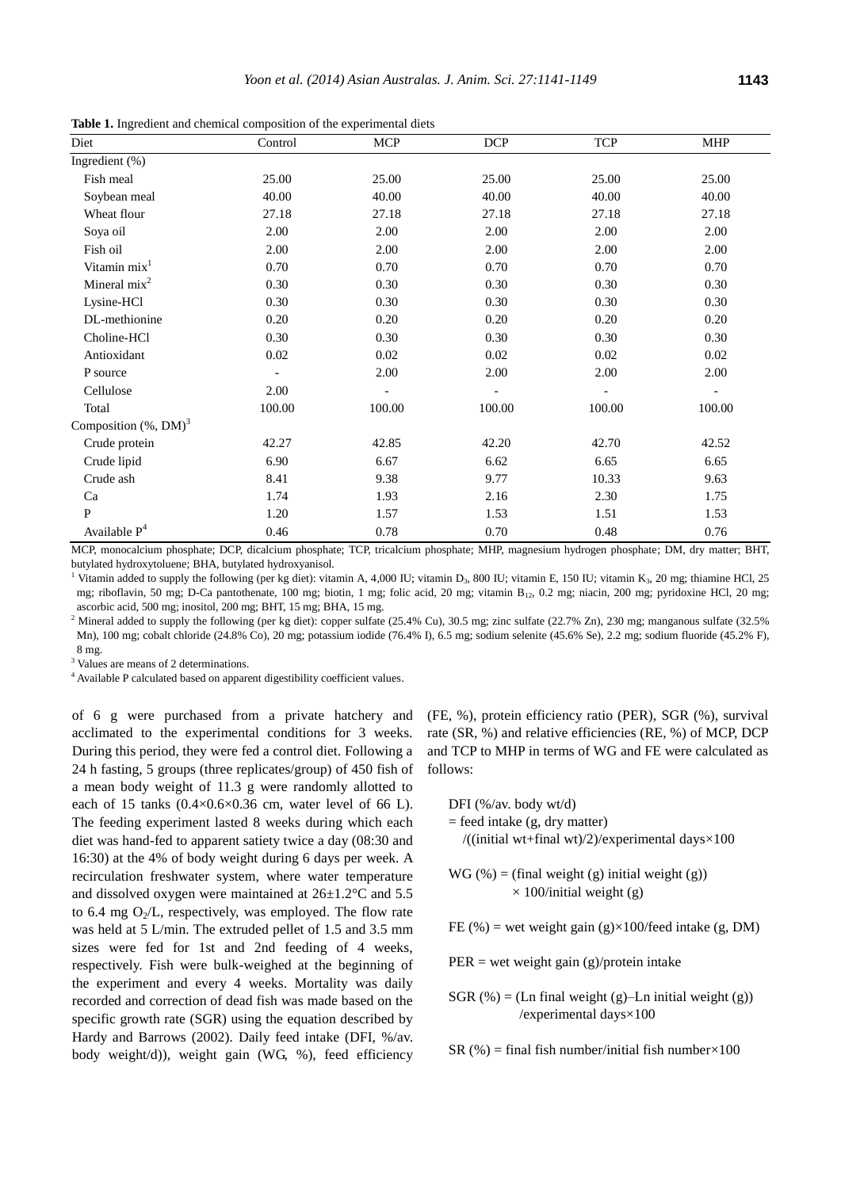**Table 1.** Ingredient and chemical composition of the experimental diets

| Diet | Control | MCP | DCP | TCP | MHP |
|---|---|---|---|---|---|
| Ingredient (%) | | | | | |
| Fish meal | 25.00 | 25.00 | 25.00 | 25.00 | 25.00 |
| Soybean meal | 40.00 | 40.00 | 40.00 | 40.00 | 40.00 |
| Wheat flour | 27.18 | 27.18 | 27.18 | 27.18 | 27.18 |
| Soya oil | 2.00 | 2.00 | 2.00 | 2.00 | 2.00 |
| Fish oil | 2.00 | 2.00 | 2.00 | 2.00 | 2.00 |
| Vitamin mix[1] | 0.70 | 0.70 | 0.70 | 0.70 | 0.70 |
| Mineral mix[2] | 0.30 | 0.30 | 0.30 | 0.30 | 0.30 |
| Lysine-HCl | 0.30 | 0.30 | 0.30 | 0.30 | 0.30 |
| DL-methionine | 0.20 | 0.20 | 0.20 | 0.20 | 0.20 |
| Choline-HCl | 0.30 | 0.30 | 0.30 | 0.30 | 0.30 |
| Antioxidant | 0.02 | 0.02 | 0.02 | 0.02 | 0.02 |
| P source | - | 2.00 | 2.00 | 2.00 | 2.00 |
| Cellulose | 2.00 | - | - | - | - |
| Total | 100.00 | 100.00 | 100.00 | 100.00 | 100.00 |
| Composition (%, DM)[3] | | | | | |
| Crude protein | 42.27 | 42.85 | 42.20 | 42.70 | 42.52 |
| Crude lipid | 6.90 | 6.67 | 6.62 | 6.65 | 6.65 |
| Crude ash | 8.41 | 9.38 | 9.77 | 10.33 | 9.63 |
| Ca | 1.74 | 1.93 | 2.16 | 2.30 | 1.75 |
| P | 1.20 | 1.57 | 1.53 | 1.51 | 1.53 |
| Available P[4] | 0.46 | 0.78 | 0.70 | 0.48 | 0.76 |

MCP, monocalcium phosphate; DCP, dicalcium phosphate; TCP, tricalcium phosphate; MHP, magnesium hydrogen phosphate; DM, dry matter; BHT, butylated hydroxytoluene; BHA, butylated hydroxyanisol.

[1] Vitamin added to supply the following (per kg diet): vitamin A, 4,000 IU; vitamin $D_3$, 800 IU; vitamin E, 150 IU; vitamin $K_3$, 20 mg; thiamine HCl, 25 mg; riboflavin, 50 mg; D-Ca pantothenate, 100 mg; biotin, 1 mg; folic acid, 20 mg; vitamin $B_{12}$, 0.2 mg; niacin, 200 mg; pyridoxine HCl, 20 mg; ascorbic acid, 500 mg; inositol, 200 mg; BHT, 15 mg; BHA, 15 mg.

[2] Mineral added to supply the following (per kg diet): copper sulfate (25.4% Cu), 30.5 mg; zinc sulfate (22.7% Zn), 230 mg; manganous sulfate (32.5% Mn), 100 mg; cobalt chloride (24.8% Co), 20 mg; potassium iodide (76.4% I), 6.5 mg; sodium selenite (45.6% Se), 2.2 mg; sodium fluoride (45.2% F), 8 mg.

[3] Values are means of 2 determinations.

[4] Available P calculated based on apparent digestibility coefficient values.

of 6 g were purchased from a private hatchery and acclimated to the experimental conditions for 3 weeks. During this period, they were fed a control diet. Following a 24 h fasting, 5 groups (three replicates/group) of 450 fish of a mean body weight of 11.3 g were randomly allotted to each of 15 tanks (0.4×0.6×0.36 cm, water level of 66 L). The feeding experiment lasted 8 weeks during which each diet was hand-fed to apparent satiety twice a day (08:30 and 16:30) at the 4% of body weight during 6 days per week. A recirculation freshwater system, where water temperature and dissolved oxygen were maintained at 26±1.2°C and 5.5 to 6.4 mg $O_2$/L, respectively, was employed. The flow rate was held at 5 L/min. The extruded pellet of 1.5 and 3.5 mm sizes were fed for 1st and 2nd feeding of 4 weeks, respectively. Fish were bulk-weighed at the beginning of the experiment and every 4 weeks. Mortality was daily recorded and correction of dead fish was made based on the specific growth rate (SGR) using the equation described by Hardy and Barrows (2002). Daily feed intake (DFI, %/av. body weight/d)), weight gain (WG, %), feed efficiency (FE, %), protein efficiency ratio (PER), SGR (%), survival rate (SR, %) and relative efficiencies (RE, %) of MCP, DCP and TCP to MHP in terms of WG and FE were calculated as follows:

DFI (%/av. body wt/d)
= feed intake (g, dry matter) /((initial wt+final wt)/2)/experimental days×100

WG (%) = (final weight (g) initial weight (g)) × 100/initial weight (g)

FE (%) = wet weight gain (g)×100/feed intake (g, DM)

PER = wet weight gain (g)/protein intake

SGR (%) = (Ln final weight (g)–Ln initial weight (g)) /experimental days×100

SR (%) = final fish number/initial fish number×100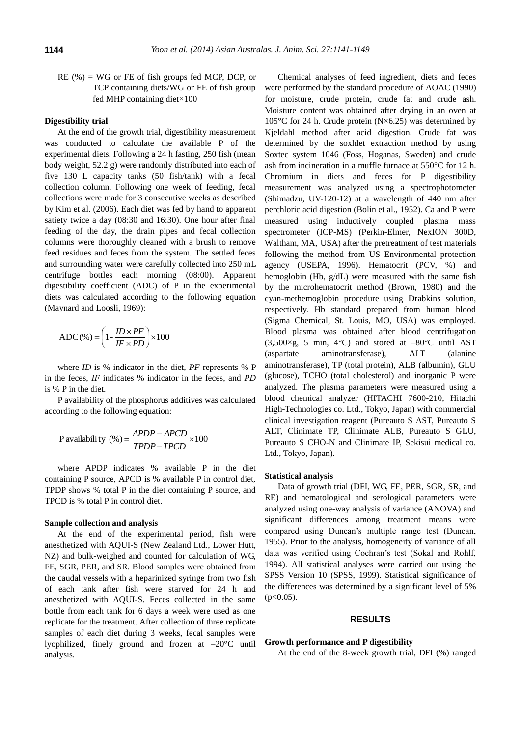RE (%) = WG or FE of fish groups fed MCP, DCP, or TCP containing diets/WG or FE of fish group fed MHP containing diet×100

### Digestibility trial

At the end of the growth trial, digestibility measurement was conducted to calculate the available P of the experimental diets. Following a 24 h fasting, 250 fish (mean body weight, 52.2 g) were randomly distributed into each of five 130 L capacity tanks (50 fish/tank) with a fecal collection column. Following one week of feeding, fecal collections were made for 3 consecutive weeks as described by Kim et al. (2006). Each diet was fed by hand to apparent satiety twice a day (08:30 and 16:30). One hour after final feeding of the day, the drain pipes and fecal collection columns were thoroughly cleaned with a brush to remove feed residues and feces from the system. The settled feces and surrounding water were carefully collected into 250 mL centrifuge bottles each morning (08:00). Apparent digestibility coefficient (ADC) of P in the experimental diets was calculated according to the following equation (Maynard and Loosli, 1969):

$$\text{ADC}(\%) = \left(1 - \frac{ID \times PF}{IF \times PD}\right) \times 100$$

where *ID* is % indicator in the diet, *PF* represents % P in the feces, *IF* indicates % indicator in the feces, and *PD* is % P in the diet.

P availability of the phosphorus additives was calculated according to the following equation:

$$\text{P availability (\%)} = \frac{APDP - APCD}{TPDP - TPCD} \times 100$$

where APDP indicates % available P in the diet containing P source, APCD is % available P in control diet, TPDP shows % total P in the diet containing P source, and TPCD is % total P in control diet.

### Sample collection and analysis

At the end of the experimental period, fish were anesthetized with AQUI-S (New Zealand Ltd., Lower Hutt, NZ) and bulk-weighed and counted for calculation of WG, FE, SGR, PER, and SR. Blood samples were obtained from the caudal vessels with a heparinized syringe from two fish of each tank after fish were starved for 24 h and anesthetized with AQUI-S. Feces collected in the same bottle from each tank for 6 days a week were used as one replicate for the treatment. After collection of three replicate samples of each diet during 3 weeks, fecal samples were lyophilized, finely ground and frozen at –20°C until analysis.

Chemical analyses of feed ingredient, diets and feces were performed by the standard procedure of AOAC (1990) for moisture, crude protein, crude fat and crude ash. Moisture content was obtained after drying in an oven at 105°C for 24 h. Crude protein (N×6.25) was determined by Kjeldahl method after acid digestion. Crude fat was determined by the soxhlet extraction method by using Soxtec system 1046 (Foss, Hoganas, Sweden) and crude ash from incineration in a muffle furnace at 550°C for 12 h. Chromium in diets and feces for P digestibility measurement was analyzed using a spectrophotometer (Shimadzu, UV-120-12) at a wavelength of 440 nm after perchloric acid digestion (Bolin et al., 1952). Ca and P were measured using inductively coupled plasma mass spectrometer (ICP-MS) (Perkin-Elmer, NexION 300D, Waltham, MA, USA) after the pretreatment of test materials following the method from US Environmental protection agency (USEPA, 1996). Hematocrit (PCV, %) and hemoglobin (Hb, g/dL) were measured with the same fish by the microhematocrit method (Brown, 1980) and the cyan-methemoglobin procedure using Drabkins solution, respectively. Hb standard prepared from human blood (Sigma Chemical, St. Louis, MO, USA) was employed. Blood plasma was obtained after blood centrifugation (3,500×g, 5 min, 4°C) and stored at –80°C until AST (aspartate aminotransferase), ALT (alanine aminotransferase), TP (total protein), ALB (albumin), GLU (glucose), TCHO (total cholesterol) and inorganic P were analyzed. The plasma parameters were measured using a blood chemical analyzer (HITACHI 7600-210, Hitachi High-Technologies co. Ltd., Tokyo, Japan) with commercial clinical investigation reagent (Pureauto S AST, Pureauto S ALT, Clinimate TP, Clinimate ALB, Pureauto S GLU, Pureauto S CHO-N and Clinimate IP, Sekisui medical co. Ltd., Tokyo, Japan).

### Statistical analysis

Data of growth trial (DFI, WG, FE, PER, SGR, SR, and RE) and hematological and serological parameters were analyzed using one-way analysis of variance (ANOVA) and significant differences among treatment means were compared using Duncan's multiple range test (Duncan, 1955). Prior to the analysis, homogeneity of variance of all data was verified using Cochran's test (Sokal and Rohlf, 1994). All statistical analyses were carried out using the SPSS Version 10 (SPSS, 1999). Statistical significance of the differences was determined by a significant level of 5% ($p<0.05$).

## RESULTS

### Growth performance and P digestibility

At the end of the 8-week growth trial, DFI (%) ranged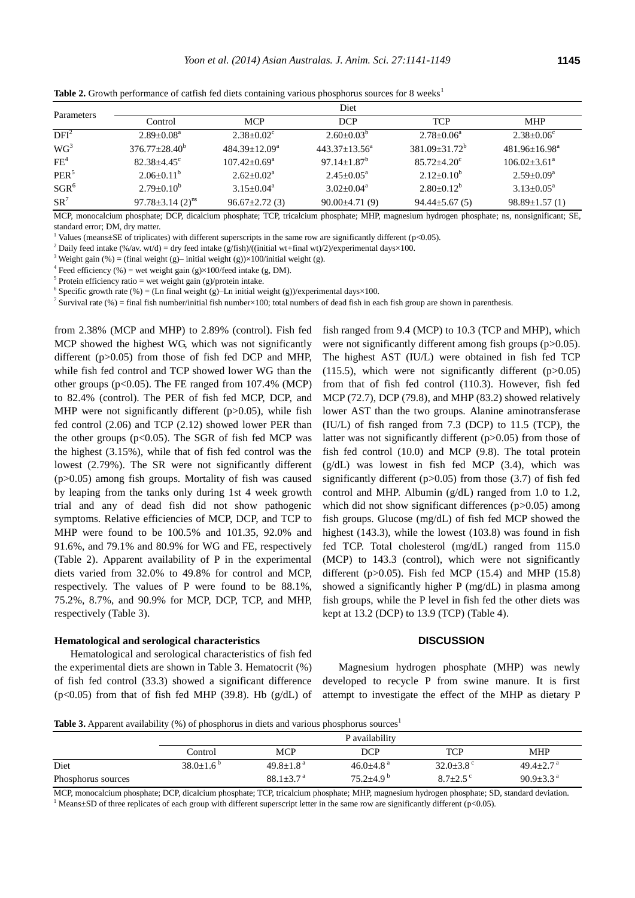**Table 2.** Growth performance of catfish fed diets containing various phosphorus sources for 8 weeks[1]

| Parameters | Diet | | | | |
|---|---|---|---|---|---|
| | Control | MCP | DCP | TCP | MHP |
| DFI[2] | 2.89±0.08$^{a}$ | 2.38±0.02$^{c}$ | 2.60±0.03$^{b}$ | 2.78±0.06$^{a}$ | 2.38±0.06$^{c}$ |
| WG[3] | 376.77±28.40$^{b}$ | 484.39±12.09$^{a}$ | 443.37±13.56$^{a}$ | 381.09±31.72$^{b}$ | 481.96±16.98$^{a}$ |
| FE[4] | 82.38±4.45$^{c}$ | 107.42±0.69$^{a}$ | 97.14±1.87$^{b}$ | 85.72±4.20$^{c}$ | 106.02±3.61$^{a}$ |
| PER[5] | 2.06±0.11$^{b}$ | 2.62±0.02$^{a}$ | 2.45±0.05$^{a}$ | 2.12±0.10$^{b}$ | 2.59±0.09$^{a}$ |
| SGR[6] | 2.79±0.10$^{b}$ | 3.15±0.04$^{a}$ | 3.02±0.04$^{a}$ | 2.80±0.12$^{b}$ | 3.13±0.05$^{a}$ |
| SR[7] | 97.78±3.14 (2)$^{ns}$ | 96.67±2.72 (3) | 90.00±4.71 (9) | 94.44±5.67 (5) | 98.89±1.57 (1) |

MCP, monocalcium phosphate; DCP, dicalcium phosphate; TCP, tricalcium phosphate; MHP, magnesium hydrogen phosphate; ns, nonsignificant; SE, standard error; DM, dry matter.

[1] Values (means±SE of triplicates) with different superscripts in the same row are significantly different ($p<0.05$).

[2] Daily feed intake (%/av. wt/d) = dry feed intake (g/fish)/((initial wt+final wt)/2)/experimental days×100.

[3] Weight gain (%) = (final weight (g)– initial weight (g))×100/initial weight (g).

[4] Feed efficiency (%) = wet weight gain (g)×100/feed intake (g, DM).

[5] Protein efficiency ratio = wet weight gain (g)/protein intake.

[6] Specific growth rate (%) = (Ln final weight (g)–Ln initial weight (g))/experimental days×100.

[7] Survival rate (%) = final fish number/initial fish number×100; total numbers of dead fish in each fish group are shown in parenthesis.

from 2.38% (MCP and MHP) to 2.89% (control). Fish fed MCP showed the highest WG, which was not significantly different ($p>0.05$) from those of fish fed DCP and MHP, while fish fed control and TCP showed lower WG than the other groups ($p<0.05$). The FE ranged from 107.4% (MCP) to 82.4% (control). The PER of fish fed MCP, DCP, and MHP were not significantly different ($p>0.05$), while fish fed control (2.06) and TCP (2.12) showed lower PER than the other groups ($p<0.05$). The SGR of fish fed MCP was the highest (3.15%), while that of fish fed control was the lowest (2.79%). The SR were not significantly different ($p>0.05$) among fish groups. Mortality of fish was caused by leaping from the tanks only during 1st 4 week growth trial and any of dead fish did not show pathogenic symptoms. Relative efficiencies of MCP, DCP, and TCP to MHP were found to be 100.5% and 101.35, 92.0% and 91.6%, and 79.1% and 80.9% for WG and FE, respectively (Table 2). Apparent availability of P in the experimental diets varied from 32.0% to 49.8% for control and MCP, respectively. The values of P were found to be 88.1%, 75.2%, 8.7%, and 90.9% for MCP, DCP, TCP, and MHP, respectively (Table 3).

**Hematological and serological characteristics**

Hematological and serological characteristics of fish fed the experimental diets are shown in Table 3. Hematocrit (%) of fish fed control (33.3) showed a significant difference ($p<0.05$) from that of fish fed MHP (39.8). Hb (g/dL) of fish ranged from 9.4 (MCP) to 10.3 (TCP and MHP), which were not significantly different among fish groups ($p>0.05$). The highest AST (IU/L) were obtained in fish fed TCP (115.5), which were not significantly different ($p>0.05$) from that of fish fed control (110.3). However, fish fed MCP (72.7), DCP (79.8), and MHP (83.2) showed relatively lower AST than the two groups. Alanine aminotransferase (IU/L) of fish ranged from 7.3 (DCP) to 11.5 (TCP), the latter was not significantly different ($p>0.05$) from those of fish fed control (10.0) and MCP (9.8). The total protein (g/dL) was lowest in fish fed MCP (3.4), which was significantly different ($p>0.05$) from those (3.7) of fish fed control and MHP. Albumin (g/dL) ranged from 1.0 to 1.2, which did not show significant differences ($p>0.05$) among fish groups. Glucose (mg/dL) of fish fed MCP showed the highest (143.3), while the lowest (103.8) was found in fish fed TCP. Total cholesterol (mg/dL) ranged from 115.0 (MCP) to 143.3 (control), which were not significantly different ($p>0.05$). Fish fed MCP (15.4) and MHP (15.8) showed a significantly higher P (mg/dL) in plasma among fish groups, while the P level in fish fed the other diets was kept at 13.2 (DCP) to 13.9 (TCP) (Table 4).

## DISCUSSION

Magnesium hydrogen phosphate (MHP) was newly developed to recycle P from swine manure. It is first attempt to investigate the effect of the MHP as dietary P

**Table 3.** Apparent availability (%) of phosphorus in diets and various phosphorus sources[1]

| | P availability | | | | |
|---|---|---|---|---|---|
| | Control | MCP | DCP | TCP | MHP |
| Diet | 38.0±1.6$^{b}$ | 49.8±1.8$^{a}$ | 46.0±4.8$^{a}$ | 32.0±3.8$^{c}$ | 49.4±2.7$^{a}$ |
| Phosphorus sources | | 88.1±3.7$^{a}$ | 75.2±4.9$^{b}$ | 8.7±2.5$^{c}$ | 90.9±3.3$^{a}$ |

MCP, monocalcium phosphate; DCP, dicalcium phosphate; TCP, tricalcium phosphate; MHP, magnesium hydrogen phosphate; SD, standard deviation.

[1] Means±SD of three replicates of each group with different superscript letter in the same row are significantly different ($p<0.05$).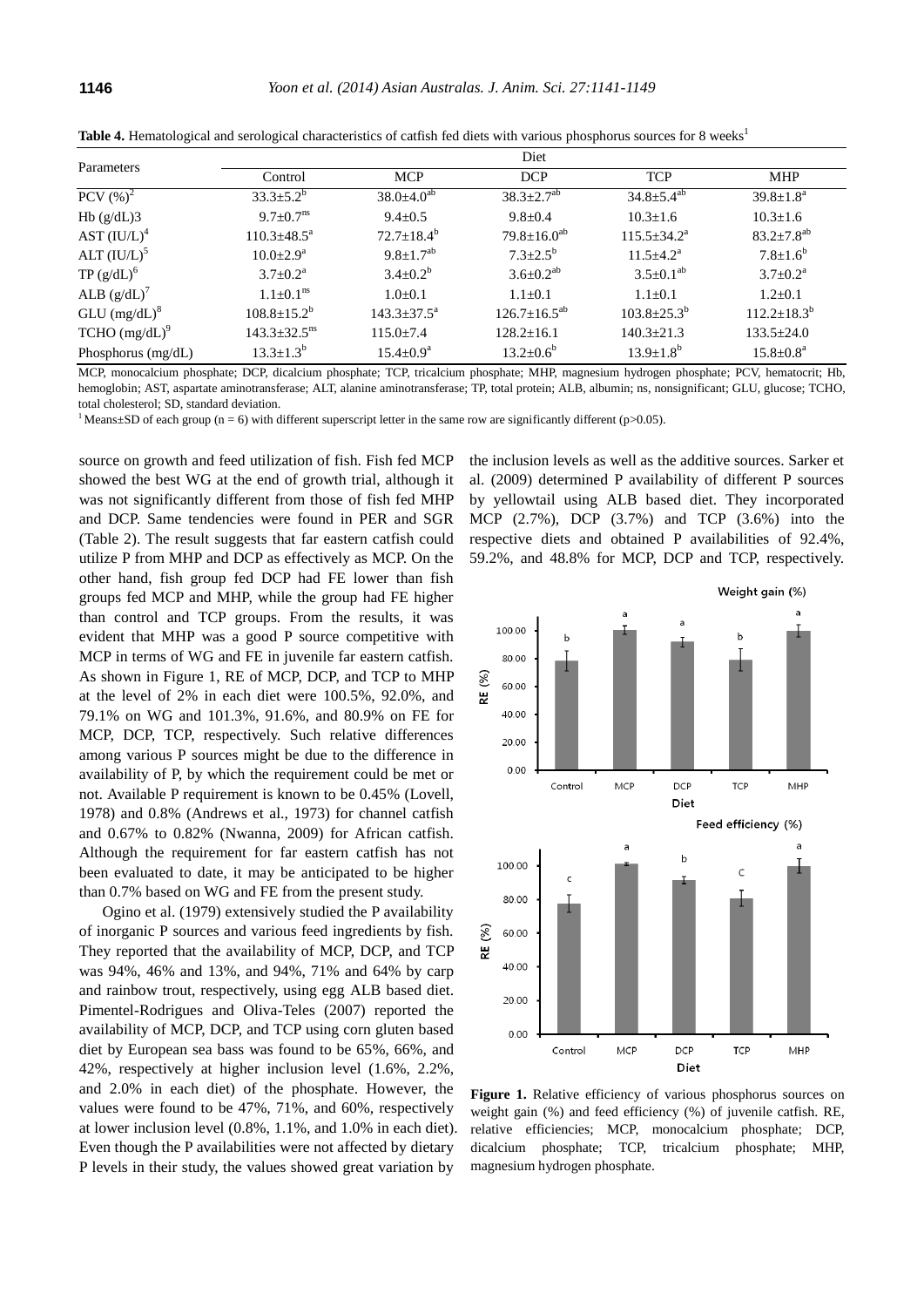**Table 4.** Hematological and serological characteristics of catfish fed diets with various phosphorus sources for 8 weeks[1]

| Parameters | Diet | | | | |
|---|---|---|---|---|---|
| | Control | MCP | DCP | TCP | MHP |
| PCV (%)[2] | 33.3±5.2[b] | 38.0±4.0[ab] | 38.3±2.7[ab] | 34.8±5.4[ab] | 39.8±1.8[a] |
| Hb (g/dL)3 | 9.7±0.7[ns] | 9.4±0.5 | 9.8±0.4 | 10.3±1.6 | 10.3±1.6 |
| AST (IU/L)[4] | 110.3±48.5[a] | 72.7±18.4[b] | 79.8±16.0[ab] | 115.5±34.2[a] | 83.2±7.8[ab] |
| ALT (IU/L)[5] | 10.0±2.9[a] | 9.8±1.7[ab] | 7.3±2.5[b] | 11.5±4.2[a] | 7.8±1.6[b] |
| TP (g/dL)[6] | 3.7±0.2[a] | 3.4±0.2[b] | 3.6±0.2[ab] | 3.5±0.1[ab] | 3.7±0.2[a] |
| ALB (g/dL)[7] | 1.1±0.1[ns] | 1.0±0.1 | 1.1±0.1 | 1.1±0.1 | 1.2±0.1 |
| GLU (mg/dL)[8] | 108.8±15.2[b] | 143.3±37.5[a] | 126.7±16.5[ab] | 103.8±25.3[b] | 112.2±18.3[b] |
| TCHO (mg/dL)[9] | 143.3±32.5[ns] | 115.0±7.4 | 128.2±16.1 | 140.3±21.3 | 133.5±24.0 |
| Phosphorus (mg/dL) | 13.3±1.3[b] | 15.4±0.9[a] | 13.2±0.6[b] | 13.9±1.8[b] | 15.8±0.8[a] |

MCP, monocalcium phosphate; DCP, dicalcium phosphate; TCP, tricalcium phosphate; MHP, magnesium hydrogen phosphate; PCV, hematocrit; Hb, hemoglobin; AST, aspartate aminotransferase; ALT, alanine aminotransferase; TP, total protein; ALB, albumin; ns, nonsignificant; GLU, glucose; TCHO, total cholesterol; SD, standard deviation.

[1] Means±SD of each group (n = 6) with different superscript letter in the same row are significantly different (p>0.05).

source on growth and feed utilization of fish. Fish fed MCP showed the best WG at the end of growth trial, although it was not significantly different from those of fish fed MHP and DCP. Same tendencies were found in PER and SGR (Table 2). The result suggests that far eastern catfish could utilize P from MHP and DCP as effectively as MCP. On the other hand, fish group fed DCP had FE lower than fish groups fed MCP and MHP, while the group had FE higher than control and TCP groups. From the results, it was evident that MHP was a good P source competitive with MCP in terms of WG and FE in juvenile far eastern catfish. As shown in Figure 1, RE of MCP, DCP, and TCP to MHP at the level of 2% in each diet were 100.5%, 92.0%, and 79.1% on WG and 101.3%, 91.6%, and 80.9% on FE for MCP, DCP, TCP, respectively. Such relative differences among various P sources might be due to the difference in availability of P, by which the requirement could be met or not. Available P requirement is known to be 0.45% (Lovell, 1978) and 0.8% (Andrews et al., 1973) for channel catfish and 0.67% to 0.82% (Nwanna, 2009) for African catfish. Although the requirement for far eastern catfish has not been evaluated to date, it may be anticipated to be higher than 0.7% based on WG and FE from the present study.

Ogino et al. (1979) extensively studied the P availability of inorganic P sources and various feed ingredients by fish. They reported that the availability of MCP, DCP, and TCP was 94%, 46% and 13%, and 94%, 71% and 64% by carp and rainbow trout, respectively, using egg ALB based diet. Pimentel-Rodrigues and Oliva-Teles (2007) reported the availability of MCP, DCP, and TCP using corn gluten based diet by European sea bass was found to be 65%, 66%, and 42%, respectively at higher inclusion level (1.6%, 2.2%, and 2.0% in each diet) of the phosphate. However, the values were found to be 47%, 71%, and 60%, respectively at lower inclusion level (0.8%, 1.1%, and 1.0% in each diet). Even though the P availabilities were not affected by dietary P levels in their study, the values showed great variation by the inclusion levels as well as the additive sources. Sarker et al. (2009) determined P availability of different P sources by yellowtail using ALB based diet. They incorporated MCP (2.7%), DCP (3.7%) and TCP (3.6%) into the respective diets and obtained P availabilities of 92.4%, 59.2%, and 48.8% for MCP, DCP and TCP, respectively.

**Figure 1.** Relative efficiency of various phosphorus sources on weight gain (%) and feed efficiency (%) of juvenile catfish. RE, relative efficiencies; MCP, monocalcium phosphate; DCP, dicalcium phosphate; TCP, tricalcium phosphate; MHP, magnesium hydrogen phosphate.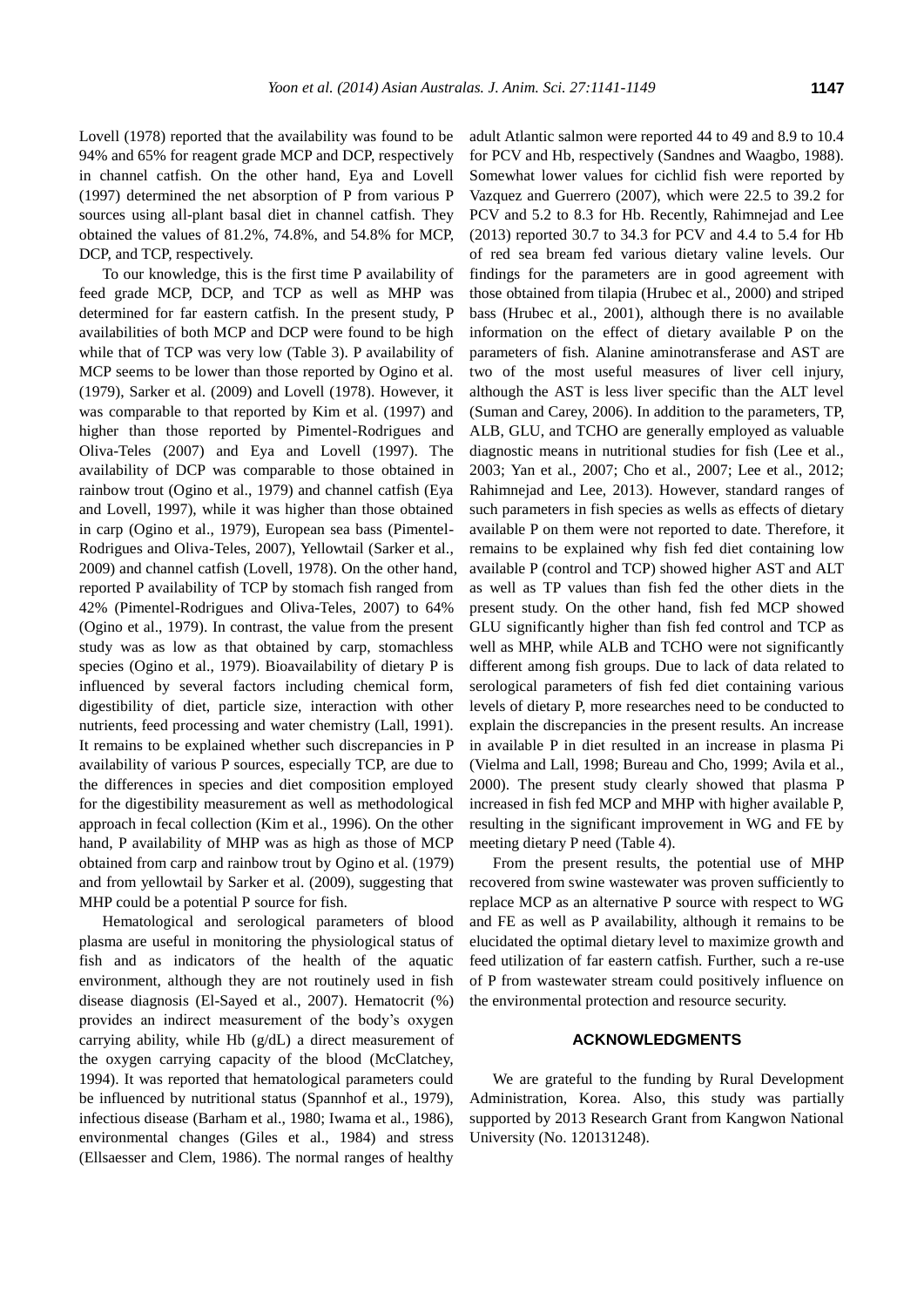Lovell (1978) reported that the availability was found to be 94% and 65% for reagent grade MCP and DCP, respectively in channel catfish. On the other hand, Eya and Lovell (1997) determined the net absorption of P from various P sources using all-plant basal diet in channel catfish. They obtained the values of 81.2%, 74.8%, and 54.8% for MCP, DCP, and TCP, respectively.

To our knowledge, this is the first time P availability of feed grade MCP, DCP, and TCP as well as MHP was determined for far eastern catfish. In the present study, P availabilities of both MCP and DCP were found to be high while that of TCP was very low (Table 3). P availability of MCP seems to be lower than those reported by Ogino et al. (1979), Sarker et al. (2009) and Lovell (1978). However, it was comparable to that reported by Kim et al. (1997) and higher than those reported by Pimentel-Rodrigues and Oliva-Teles (2007) and Eya and Lovell (1997). The availability of DCP was comparable to those obtained in rainbow trout (Ogino et al., 1979) and channel catfish (Eya and Lovell, 1997), while it was higher than those obtained in carp (Ogino et al., 1979), European sea bass (Pimentel-Rodrigues and Oliva-Teles, 2007), Yellowtail (Sarker et al., 2009) and channel catfish (Lovell, 1978). On the other hand, reported P availability of TCP by stomach fish ranged from 42% (Pimentel-Rodrigues and Oliva-Teles, 2007) to 64% (Ogino et al., 1979). In contrast, the value from the present study was as low as that obtained by carp, stomachless species (Ogino et al., 1979). Bioavailability of dietary P is influenced by several factors including chemical form, digestibility of diet, particle size, interaction with other nutrients, feed processing and water chemistry (Lall, 1991). It remains to be explained whether such discrepancies in P availability of various P sources, especially TCP, are due to the differences in species and diet composition employed for the digestibility measurement as well as methodological approach in fecal collection (Kim et al., 1996). On the other hand, P availability of MHP was as high as those of MCP obtained from carp and rainbow trout by Ogino et al. (1979) and from yellowtail by Sarker et al. (2009), suggesting that MHP could be a potential P source for fish.

Hematological and serological parameters of blood plasma are useful in monitoring the physiological status of fish and as indicators of the health of the aquatic environment, although they are not routinely used in fish disease diagnosis (El-Sayed et al., 2007). Hematocrit (%) provides an indirect measurement of the body's oxygen carrying ability, while Hb (g/dL) a direct measurement of the oxygen carrying capacity of the blood (McClatchey, 1994). It was reported that hematological parameters could be influenced by nutritional status (Spannhof et al., 1979), infectious disease (Barham et al., 1980; Iwama et al., 1986), environmental changes (Giles et al., 1984) and stress (Ellsaesser and Clem, 1986). The normal ranges of healthy adult Atlantic salmon were reported 44 to 49 and 8.9 to 10.4 for PCV and Hb, respectively (Sandnes and Waagbo, 1988). Somewhat lower values for cichlid fish were reported by Vazquez and Guerrero (2007), which were 22.5 to 39.2 for PCV and 5.2 to 8.3 for Hb. Recently, Rahimnejad and Lee (2013) reported 30.7 to 34.3 for PCV and 4.4 to 5.4 for Hb of red sea bream fed various dietary valine levels. Our findings for the parameters are in good agreement with those obtained from tilapia (Hrubec et al., 2000) and striped bass (Hrubec et al., 2001), although there is no available information on the effect of dietary available P on the parameters of fish. Alanine aminotransferase and AST are two of the most useful measures of liver cell injury, although the AST is less liver specific than the ALT level (Suman and Carey, 2006). In addition to the parameters, TP, ALB, GLU, and TCHO are generally employed as valuable diagnostic means in nutritional studies for fish (Lee et al., 2003; Yan et al., 2007; Cho et al., 2007; Lee et al., 2012; Rahimnejad and Lee, 2013). However, standard ranges of such parameters in fish species as wells as effects of dietary available P on them were not reported to date. Therefore, it remains to be explained why fish fed diet containing low available P (control and TCP) showed higher AST and ALT as well as TP values than fish fed the other diets in the present study. On the other hand, fish fed MCP showed GLU significantly higher than fish fed control and TCP as well as MHP, while ALB and TCHO were not significantly different among fish groups. Due to lack of data related to serological parameters of fish fed diet containing various levels of dietary P, more researches need to be conducted to explain the discrepancies in the present results. An increase in available P in diet resulted in an increase in plasma Pi (Vielma and Lall, 1998; Bureau and Cho, 1999; Avila et al., 2000). The present study clearly showed that plasma P increased in fish fed MCP and MHP with higher available P, resulting in the significant improvement in WG and FE by meeting dietary P need (Table 4).

From the present results, the potential use of MHP recovered from swine wastewater was proven sufficiently to replace MCP as an alternative P source with respect to WG and FE as well as P availability, although it remains to be elucidated the optimal dietary level to maximize growth and feed utilization of far eastern catfish. Further, such a re-use of P from wastewater stream could positively influence on the environmental protection and resource security.

## ACKNOWLEDGMENTS

We are grateful to the funding by Rural Development Administration, Korea. Also, this study was partially supported by 2013 Research Grant from Kangwon National University (No. 120131248).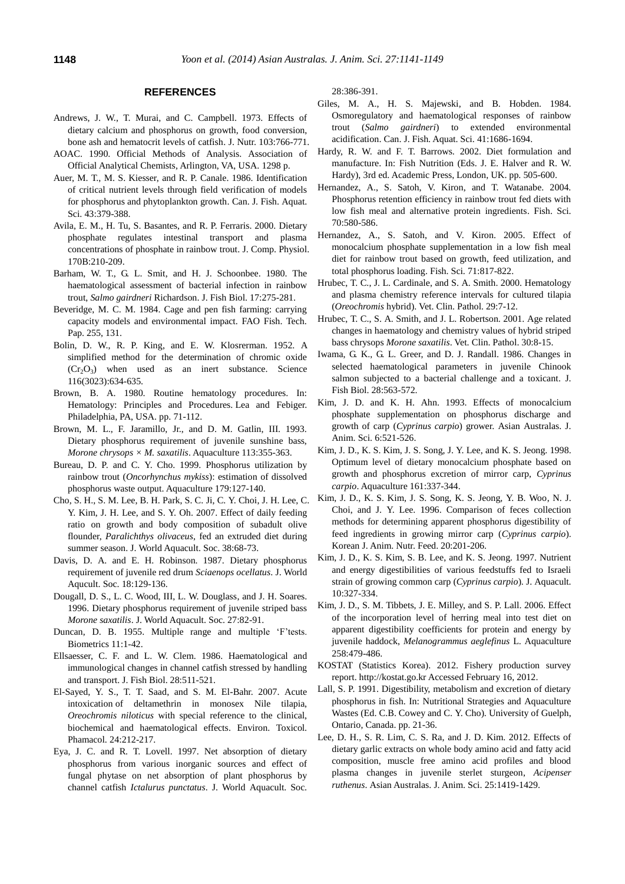## REFERENCES

Andrews, J. W., T. Murai, and C. Campbell. 1973. Effects of dietary calcium and phosphorus on growth, food conversion, bone ash and hematocrit levels of catfish. J. Nutr. 103:766-771.

AOAC. 1990. Official Methods of Analysis. Association of Official Analytical Chemists, Arlington, VA, USA. 1298 p.

Auer, M. T., M. S. Kiesser, and R. P. Canale. 1986. Identification of critical nutrient levels through field verification of models for phosphorus and phytoplankton growth. Can. J. Fish. Aquat. Sci. 43:379-388.

Avila, E. M., H. Tu, S. Basantes, and R. P. Ferraris. 2000. Dietary phosphate regulates intestinal transport and plasma concentrations of phosphate in rainbow trout. J. Comp. Physiol. 170B:210-209.

Barham, W. T., G. L. Smit, and H. J. Schoonbee. 1980. The haematological assessment of bacterial infection in rainbow trout, *Salmo gairdneri* Richardson. J. Fish Biol. 17:275-281.

Beveridge, M. C. M. 1984. Cage and pen fish farming: carrying capacity models and environmental impact. FAO Fish. Tech. Pap. 255, 131.

Bolin, D. W., R. P. King, and E. W. Klosrerman. 1952. A simplified method for the determination of chromic oxide ($Cr_2O_3$) when used as an inert substance. Science 116(3023):634-635.

Brown, B. A. 1980. Routine hematology procedures. In: Hematology: Principles and Procedures. Lea and Febiger. Philadelphia, PA, USA. pp. 71-112.

Brown, M. L., F. Jaramillo, Jr., and D. M. Gatlin, III. 1993. Dietary phosphorus requirement of juvenile sunshine bass, *Morone chrysops × M. saxatilis*. Aquaculture 113:355-363.

Bureau, D. P. and C. Y. Cho. 1999. Phosphorus utilization by rainbow trout (*Oncorhynchus mykiss*): estimation of dissolved phosphorus waste output. Aquaculture 179:127-140.

Cho, S. H., S. M. Lee, B. H. Park, S. C. Ji, C. Y. Choi, J. H. Lee, C. Y. Kim, J. H. Lee, and S. Y. Oh. 2007. Effect of daily feeding ratio on growth and body composition of subadult olive flounder, *Paralichthys olivaceus*, fed an extruded diet during summer season. J. World Aquacult. Soc. 38:68-73.

Davis, D. A. and E. H. Robinson. 1987. Dietary phosphorus requirement of juvenile red drum *Sciaenops ocellatus*. J. World Aqucult. Soc. 18:129-136.

Dougall, D. S., L. C. Wood, III, L. W. Douglass, and J. H. Soares. 1996. Dietary phosphorus requirement of juvenile striped bass *Morone saxatilis*. J. World Aquacult. Soc. 27:82-91.

Duncan, D. B. 1955. Multiple range and multiple 'F'tests. Biometrics 11:1-42.

Ellsaesser, C. F. and L. W. Clem. 1986. Haematological and immunological changes in channel catfish stressed by handling and transport. J. Fish Biol. 28:511-521.

El-Sayed, Y. S., T. T. Saad, and S. M. El-Bahr. 2007. Acute intoxication of deltamethrin in monosex Nile tilapia, *Oreochromis niloticus* with special reference to the clinical, biochemical and haematological effects. Environ. Toxicol. Phamacol. 24:212-217.

Eya, J. C. and R. T. Lovell. 1997. Net absorption of dietary phosphorus from various inorganic sources and effect of fungal phytase on net absorption of plant phosphorus by channel catfish *Ictalurus punctatus*. J. World Aquacult. Soc. 28:386-391.

Giles, M. A., H. S. Majewski, and B. Hobden. 1984. Osmoregulatory and haematological responses of rainbow trout (*Salmo gairdneri*) to extended environmental acidification. Can. J. Fish. Aquat. Sci. 41:1686-1694.

Hardy, R. W. and F. T. Barrows. 2002. Diet formulation and manufacture. In: Fish Nutrition (Eds. J. E. Halver and R. W. Hardy), 3rd ed. Academic Press, London, UK. pp. 505-600.

Hernandez, A., S. Satoh, V. Kiron, and T. Watanabe. 2004. Phosphorus retention efficiency in rainbow trout fed diets with low fish meal and alternative protein ingredients. Fish. Sci. 70:580-586.

Hernandez, A., S. Satoh, and V. Kiron. 2005. Effect of monocalcium phosphate supplementation in a low fish meal diet for rainbow trout based on growth, feed utilization, and total phosphorus loading. Fish. Sci. 71:817-822.

Hrubec, T. C., J. L. Cardinale, and S. A. Smith. 2000. Hematology and plasma chemistry reference intervals for cultured tilapia (*Oreochromis* hybrid). Vet. Clin. Pathol. 29:7-12.

Hrubec, T. C., S. A. Smith, and J. L. Robertson. 2001. Age related changes in haematology and chemistry values of hybrid striped bass chrysops *Morone saxatilis*. Vet. Clin. Pathol. 30:8-15.

Iwama, G. K., G. L. Greer, and D. J. Randall. 1986. Changes in selected haematological parameters in juvenile Chinook salmon subjected to a bacterial challenge and a toxicant. J. Fish Biol. 28:563-572.

Kim, J. D. and K. H. Ahn. 1993. Effects of monocalcium phosphate supplementation on phosphorus discharge and growth of carp (*Cyprinus carpio*) grower. Asian Australas. J. Anim. Sci. 6:521-526.

Kim, J. D., K. S. Kim, J. S. Song, J. Y. Lee, and K. S. Jeong. 1998. Optimum level of dietary monocalcium phosphate based on growth and phosphorus excretion of mirror carp, *Cyprinus carpio*. Aquaculture 161:337-344.

Kim, J. D., K. S. Kim, J. S. Song, K. S. Jeong, Y. B. Woo, N. J. Choi, and J. Y. Lee. 1996. Comparison of feces collection methods for determining apparent phosphorus digestibility of feed ingredients in growing mirror carp (*Cyprinus carpio*). Korean J. Anim. Nutr. Feed. 20:201-206.

Kim, J. D., K. S. Kim, S. B. Lee, and K. S. Jeong. 1997. Nutrient and energy digestibilities of various feedstuffs fed to Israeli strain of growing common carp (*Cyprinus carpio*). J. Aquacult. 10:327-334.

Kim, J. D., S. M. Tibbets, J. E. Milley, and S. P. Lall. 2006. Effect of the incorporation level of herring meal into test diet on apparent digestibility coefficients for protein and energy by juvenile haddock, *Melanogrammus aeglefinus* L. Aquaculture 258:479-486.

KOSTAT (Statistics Korea). 2012. Fishery production survey report. http://kostat.go.kr Accessed February 16, 2012.

Lall, S. P. 1991. Digestibility, metabolism and excretion of dietary phosphorus in fish. In: Nutritional Strategies and Aquaculture Wastes (Ed. C.B. Cowey and C. Y. Cho). University of Guelph, Ontario, Canada. pp. 21-36.

Lee, D. H., S. R. Lim, C. S. Ra, and J. D. Kim. 2012. Effects of dietary garlic extracts on whole body amino acid and fatty acid composition, muscle free amino acid profiles and blood plasma changes in juvenile sterlet sturgeon, *Acipenser ruthenus*. Asian Australas. J. Anim. Sci. 25:1419-1429.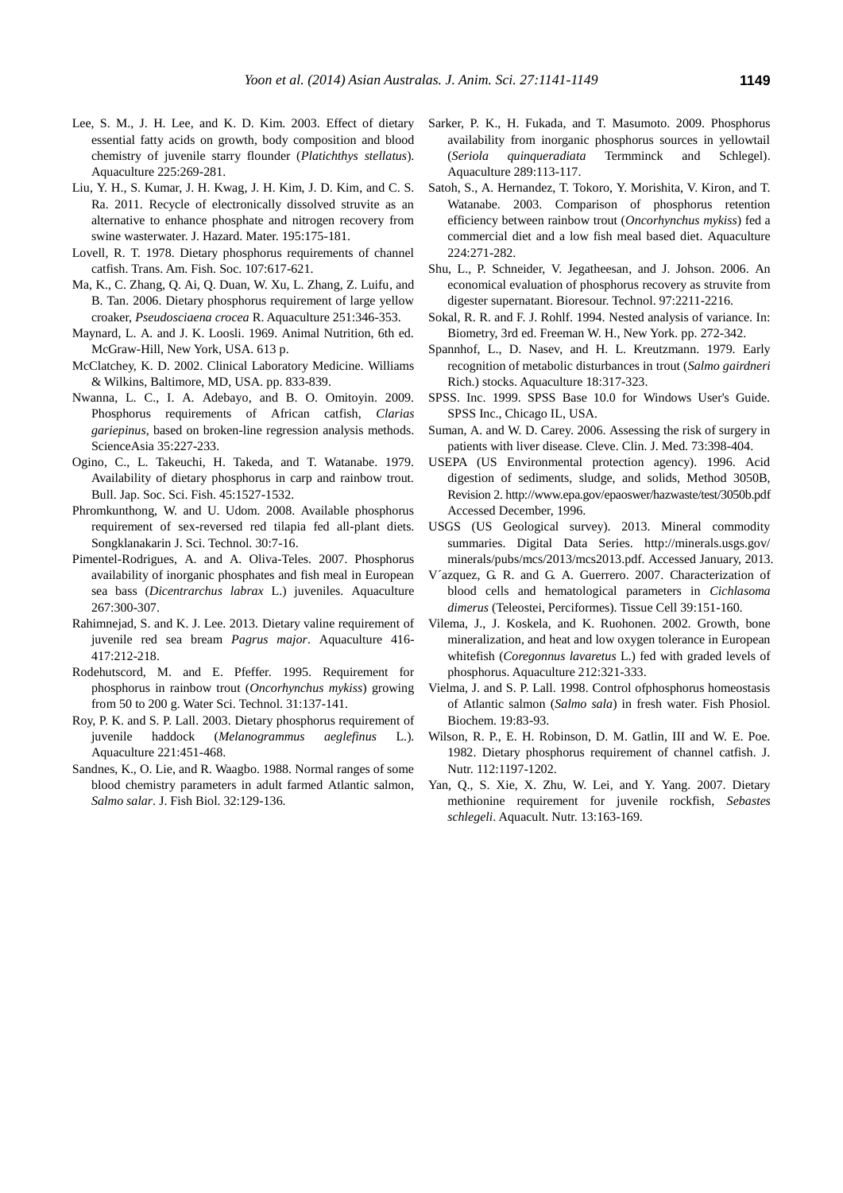Lee, S. M., J. H. Lee, and K. D. Kim. 2003. Effect of dietary essential fatty acids on growth, body composition and blood chemistry of juvenile starry flounder (*Platichthys stellatus*). Aquaculture 225:269-281.

Liu, Y. H., S. Kumar, J. H. Kwag, J. H. Kim, J. D. Kim, and C. S. Ra. 2011. Recycle of electronically dissolved struvite as an alternative to enhance phosphate and nitrogen recovery from swine wasterwater. J. Hazard. Mater. 195:175-181.

Lovell, R. T. 1978. Dietary phosphorus requirements of channel catfish. Trans. Am. Fish. Soc. 107:617-621.

Ma, K., C. Zhang, Q. Ai, Q. Duan, W. Xu, L. Zhang, Z. Luifu, and B. Tan. 2006. Dietary phosphorus requirement of large yellow croaker, *Pseudosciaena crocea* R. Aquaculture 251:346-353.

Maynard, L. A. and J. K. Loosli. 1969. Animal Nutrition, 6th ed. McGraw-Hill, New York, USA. 613 p.

McClatchey, K. D. 2002. Clinical Laboratory Medicine. Williams & Wilkins, Baltimore, MD, USA. pp. 833-839.

Nwanna, L. C., I. A. Adebayo, and B. O. Omitoyin. 2009. Phosphorus requirements of African catfish, *Clarias gariepinus*, based on broken-line regression analysis methods. ScienceAsia 35:227-233.

Ogino, C., L. Takeuchi, H. Takeda, and T. Watanabe. 1979. Availability of dietary phosphorus in carp and rainbow trout. Bull. Jap. Soc. Sci. Fish. 45:1527-1532.

Phromkunthong, W. and U. Udom. 2008. Available phosphorus requirement of sex-reversed red tilapia fed all-plant diets. Songklanakarin J. Sci. Technol. 30:7-16.

Pimentel-Rodrigues, A. and A. Oliva-Teles. 2007. Phosphorus availability of inorganic phosphates and fish meal in European sea bass (*Dicentrarchus labrax* L.) juveniles. Aquaculture 267:300-307.

Rahimnejad, S. and K. J. Lee. 2013. Dietary valine requirement of juvenile red sea bream *Pagrus major*. Aquaculture 416-417:212-218.

Rodehutscord, M. and E. Pfeffer. 1995. Requirement for phosphorus in rainbow trout (*Oncorhynchus mykiss*) growing from 50 to 200 g. Water Sci. Technol. 31:137-141.

Roy, P. K. and S. P. Lall. 2003. Dietary phosphorus requirement of juvenile haddock (*Melanogrammus aeglefinus* L.). Aquaculture 221:451-468.

Sandnes, K., O. Lie, and R. Waagbo. 1988. Normal ranges of some blood chemistry parameters in adult farmed Atlantic salmon, *Salmo salar*. J. Fish Biol. 32:129-136.

Sarker, P. K., H. Fukada, and T. Masumoto. 2009. Phosphorus availability from inorganic phosphorus sources in yellowtail (*Seriola quinqueradiata* Termminck and Schlegel). Aquaculture 289:113-117.

Satoh, S., A. Hernandez, T. Tokoro, Y. Morishita, V. Kiron, and T. Watanabe. 2003. Comparison of phosphorus retention efficiency between rainbow trout (*Oncorhynchus mykiss*) fed a commercial diet and a low fish meal based diet. Aquaculture 224:271-282.

Shu, L., P. Schneider, V. Jegatheesan, and J. Johson. 2006. An economical evaluation of phosphorus recovery as struvite from digester supernatant. Bioresour. Technol. 97:2211-2216.

Sokal, R. R. and F. J. Rohlf. 1994. Nested analysis of variance. In: Biometry, 3rd ed. Freeman W. H., New York. pp. 272-342.

Spannhof, L., D. Nasev, and H. L. Kreutzmann. 1979. Early recognition of metabolic disturbances in trout (*Salmo gairdneri* Rich.) stocks. Aquaculture 18:317-323.

SPSS. Inc. 1999. SPSS Base 10.0 for Windows User's Guide. SPSS Inc., Chicago IL, USA.

Suman, A. and W. D. Carey. 2006. Assessing the risk of surgery in patients with liver disease. Cleve. Clin. J. Med. 73:398-404.

USEPA (US Environmental protection agency). 1996. Acid digestion of sediments, sludge, and solids, Method 3050B, Revision 2. http://www.epa.gov/epaoswer/hazwaste/test/3050b.pdf Accessed December, 1996.

USGS (US Geological survey). 2013. Mineral commodity summaries. Digital Data Series. http://minerals.usgs.gov/minerals/pubs/mcs/2013/mcs2013.pdf. Accessed January, 2013.

V´azquez, G. R. and G. A. Guerrero. 2007. Characterization of blood cells and hematological parameters in *Cichlasoma dimerus* (Teleostei, Perciformes). Tissue Cell 39:151-160.

Vilema, J., J. Koskela, and K. Ruohonen. 2002. Growth, bone mineralization, and heat and low oxygen tolerance in European whitefish (*Coregonnus lavaretus* L.) fed with graded levels of phosphorus. Aquaculture 212:321-333.

Vielma, J. and S. P. Lall. 1998. Control ofphosphorus homeostasis of Atlantic salmon (*Salmo sala*) in fresh water. Fish Phosiol. Biochem. 19:83-93.

Wilson, R. P., E. H. Robinson, D. M. Gatlin, III and W. E. Poe. 1982. Dietary phosphorus requirement of channel catfish. J. Nutr. 112:1197-1202.

Yan, Q., S. Xie, X. Zhu, W. Lei, and Y. Yang. 2007. Dietary methionine requirement for juvenile rockfish, *Sebastes schlegeli*. Aquacult. Nutr. 13:163-169.